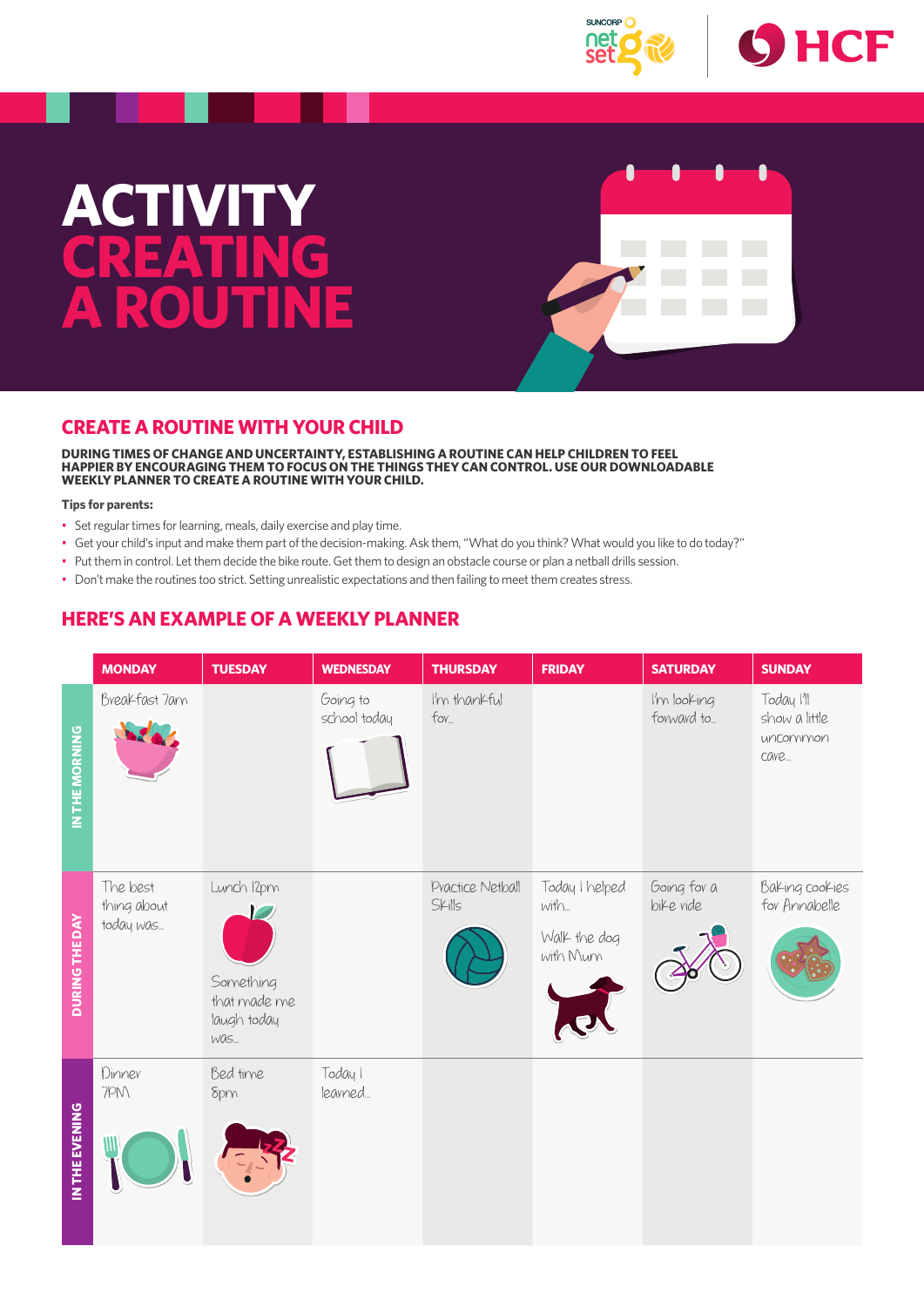# ACTIVITY CREATING A ROUTINE

## CREATE A ROUTINE WITH YOUR CHILD

**DURING TIMES OF CHANGE AND UNCERTAINTY, ESTABLISHING A ROUTINE CAN HELP CHILDREN TO FEEL HAPPIER BY ENCOURAGING THEM TO FOCUS ON THE THINGS THEY CAN CONTROL. USE OUR DOWNLOADABLE WEEKLY PLANNER TO CREATE A ROUTINE WITH YOUR CHILD.**

**Tips for parents:**

- Set regular times for learning, meals, daily exercise and play time.
- Get your child's input and make them part of the decision-making. Ask them, "What do you think? What would you like to do today?"
- Put them in control. Let them decide the bike route. Get them to design an obstacle course or plan a netball drills session.
- Don't make the routines too strict. Setting unrealistic expectations and then failing to meet them creates stress.

## HERE'S AN EXAMPLE OF A WEEKLY PLANNER

| | MONDAY | TUESDAY | WEDNESDAY | THURSDAY | FRIDAY | SATURDAY | SUNDAY |
|---|---|---|---|---|---|---|---|
| IN THE MORNING | Breakfast 7am | | Going to school today | I'm thankful for... | | I'm looking forward to... | Today I'll show a little uncommon care... |
| DURING THE DAY | The best thing about today was... | Lunch 12pm<br>Something that made me laugh today was... | | Practice Netball Skills | Today I helped with...<br>Walk the dog with Mum | Going for a bike ride | Baking cookies for Annabelle |
| IN THE EVENING | Dinner 7PM | Bed time 8pm | Today I learned... | | | | |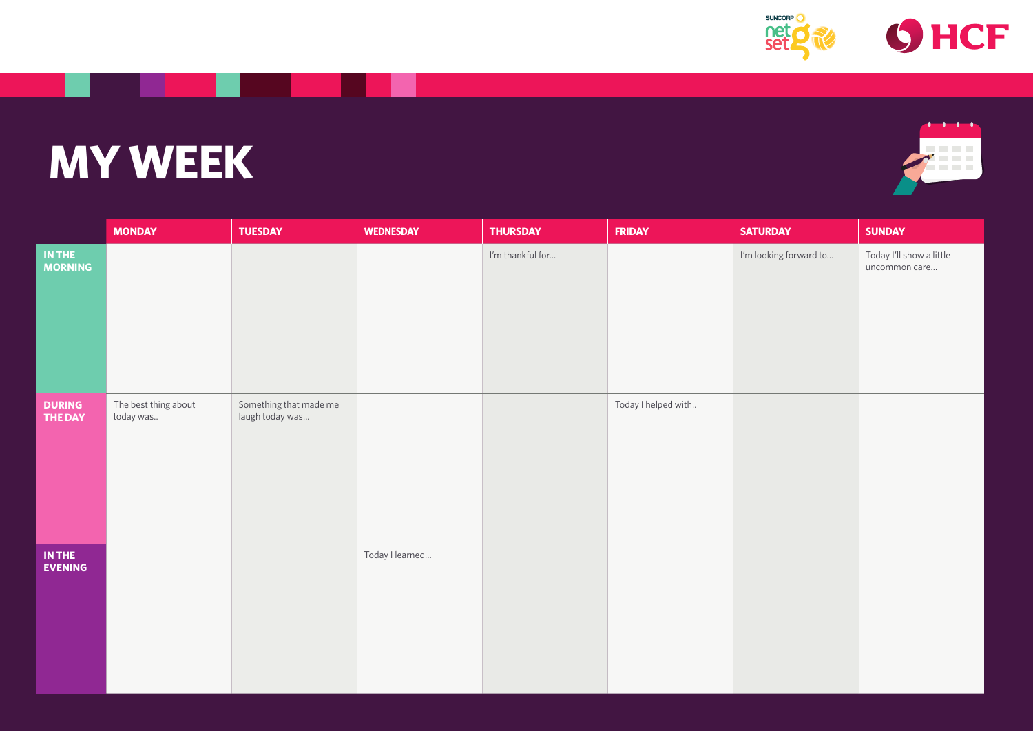# MY WEEK

| | MONDAY | TUESDAY | WEDNESDAY | THURSDAY | FRIDAY | SATURDAY | SUNDAY |
|---|---|---|---|---|---|---|---|
| **IN THE MORNING** | | | | I'm thankful for... | | I'm looking forward to... | Today I'll show a little uncommon care... |
| **DURING THE DAY** | The best thing about today was.. | Something that made me laugh today was... | | | Today I helped with.. | | |
| **IN THE EVENING** | | | Today I learned... | | | | |